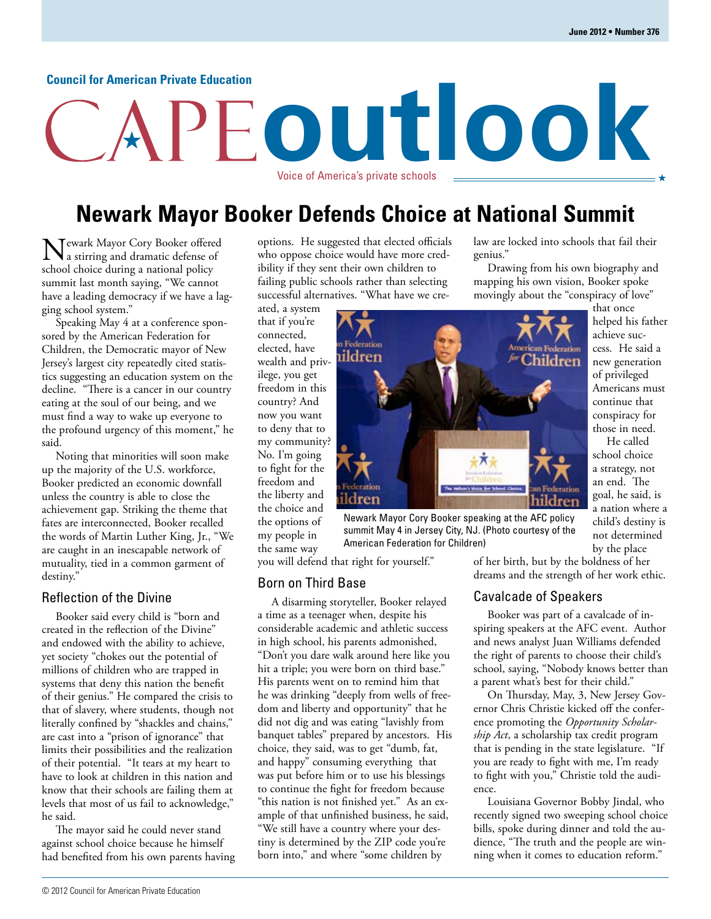Council for American Private Education

# CAPE outlook

Voice of America's private schools

June 2012 • Number 376

## Newark Mayor Booker Defends Choice at National Summit

Newark Mayor Cory Booker offered a stirring and dramatic defense of school choice during a national policy summit last month saying, "We cannot have a leading democracy if we have a lagging school system."

Speaking May 4 at a conference sponsored by the American Federation for Children, the Democratic mayor of New Jersey's largest city repeatedly cited statistics suggesting an education system on the decline. "There is a cancer in our country eating at the soul of our being, and we must find a way to wake up everyone to the profound urgency of this moment," he said.

Noting that minorities will soon make up the majority of the U.S. workforce, Booker predicted an economic downfall unless the country is able to close the achievement gap. Striking the theme that fates are interconnected, Booker recalled the words of Martin Luther King, Jr., "We are caught in an inescapable network of mutuality, tied in a common garment of destiny."

### Reflection of the Divine

Booker said every child is "born and created in the reflection of the Divine" and endowed with the ability to achieve, yet society "chokes out the potential of millions of children who are trapped in systems that deny this nation the benefit of their genius." He compared the crisis to that of slavery, where students, though not literally confined by "shackles and chains," are cast into a "prison of ignorance" that limits their possibilities and the realization of their potential. "It tears at my heart to have to look at children in this nation and know that their schools are failing them at levels that most of us fail to acknowledge," he said.

The mayor said he could never stand against school choice because he himself had benefited from his own parents having options. He suggested that elected officials who oppose choice would have more credibility if they sent their own children to failing public schools rather than selecting successful alternatives. "What have we created, a system that if you're connected, elected, have wealth and privilege, you get freedom in this country? And now you want to deny that to my community? No. I'm going to fight for the freedom and the liberty and the choice and the options of my people in the same way you will defend that right for yourself."

Newark Mayor Cory Booker speaking at the AFC policy summit May 4 in Jersey City, NJ. (Photo courtesy of the American Federation for Children)

### Born on Third Base

A disarming storyteller, Booker relayed a time as a teenager when, despite his considerable academic and athletic success in high school, his parents admonished, "Don't you dare walk around here like you hit a triple; you were born on third base." His parents went on to remind him that he was drinking "deeply from wells of freedom and liberty and opportunity" that he did not dig and was eating "lavishly from banquet tables" prepared by ancestors. His choice, they said, was to get "dumb, fat, and happy" consuming everything that was put before him or to use his blessings to continue the fight for freedom because "this nation is not finished yet." As an example of that unfinished business, he said, "We still have a country where your destiny is determined by the ZIP code you're born into," and where "some children by law are locked into schools that fail their genius."

Drawing from his own biography and mapping his own vision, Booker spoke movingly about the "conspiracy of love" that once helped his father achieve success. He said a new generation of privileged Americans must continue that conspiracy for those in need.

He called school choice a strategy, not an end. The goal, he said, is a nation where a child's destiny is not determined by the place of her birth, but by the boldness of her dreams and the strength of her work ethic.

### Cavalcade of Speakers

Booker was part of a cavalcade of inspiring speakers at the AFC event. Author and news analyst Juan Williams defended the right of parents to choose their child's school, saying, "Nobody knows better than a parent what's best for their child."

On Thursday, May, 3, New Jersey Governor Chris Christie kicked off the conference promoting the *Opportunity Scholarship Act*, a scholarship tax credit program that is pending in the state legislature. "If you are ready to fight with me, I'm ready to fight with you," Christie told the audience.

Louisiana Governor Bobby Jindal, who recently signed two sweeping school choice bills, spoke during dinner and told the audience, "The truth and the people are winning when it comes to education reform."

© 2012 Council for American Private Education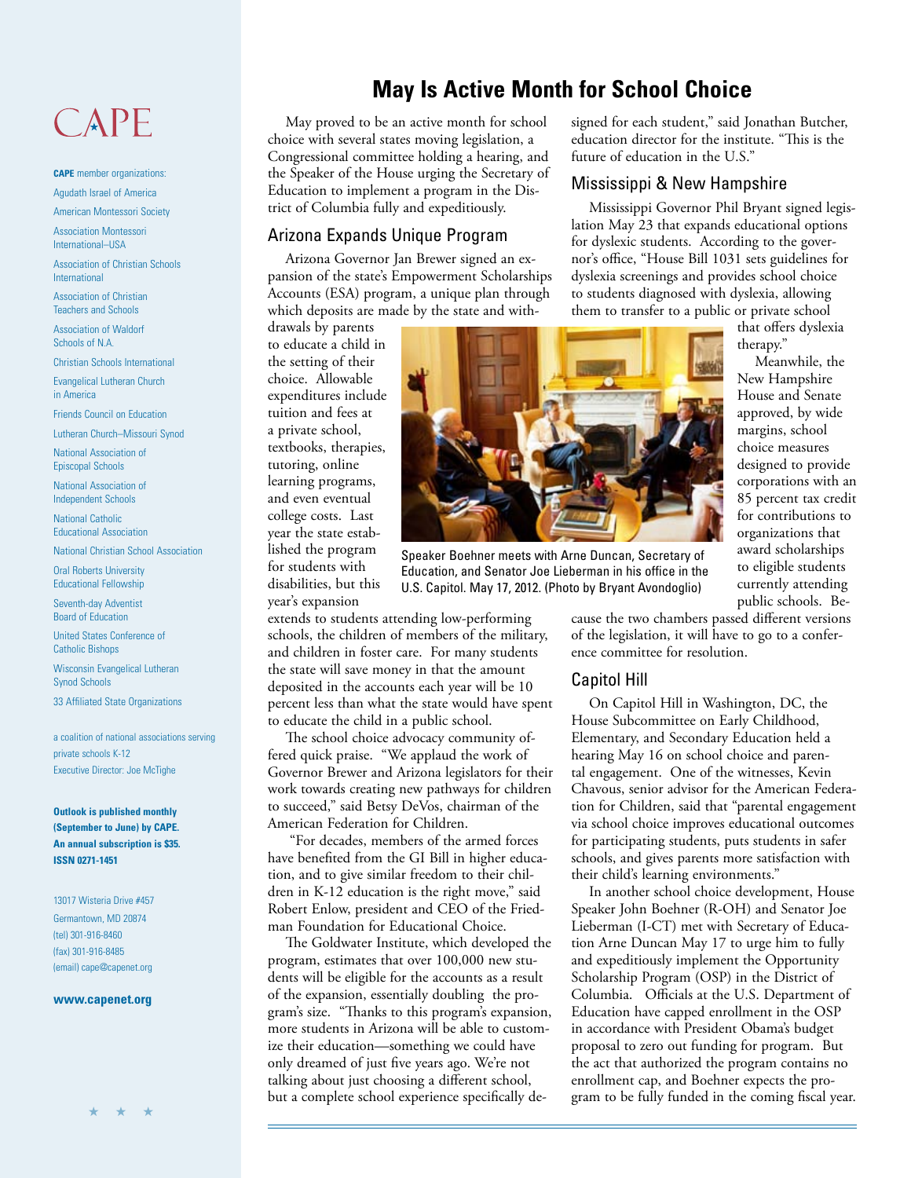# May Is Active Month for School Choice

May proved to be an active month for school choice with several states moving legislation, a Congressional committee holding a hearing, and the Speaker of the House urging the Secretary of Education to implement a program in the District of Columbia fully and expeditiously.

## Arizona Expands Unique Program

Arizona Governor Jan Brewer signed an expansion of the state's Empowerment Scholarships Accounts (ESA) program, a unique plan through which deposits are made by the state and withdrawals by parents to educate a child in the setting of their choice. Allowable expenditures include tuition and fees at a private school, textbooks, therapies, tutoring, online learning programs, and even eventual college costs. Last year the state established the program for students with disabilities, but this year's expansion extends to students attending low-performing schools, the children of members of the military, and children in foster care. For many students the state will save money in that the amount deposited in the accounts each year will be 10 percent less than what the state would have spent to educate the child in a public school.

The school choice advocacy community offered quick praise. "We applaud the work of Governor Brewer and Arizona legislators for their work towards creating new pathways for children to succeed," said Betsy DeVos, chairman of the American Federation for Children.

"For decades, members of the armed forces have benefited from the GI Bill in higher education, and to give similar freedom to their children in K-12 education is the right move," said Robert Enlow, president and CEO of the Friedman Foundation for Educational Choice.

The Goldwater Institute, which developed the program, estimates that over 100,000 new students will be eligible for the accounts as a result of the expansion, essentially doubling the program's size. "Thanks to this program's expansion, more students in Arizona will be able to customize their education—something we could have only dreamed of just five years ago. We're not talking about just choosing a different school, but a complete school experience specifically designed for each student," said Jonathan Butcher, education director for the institute. "This is the future of education in the U.S."

Speaker Boehner meets with Arne Duncan, Secretary of Education, and Senator Joe Lieberman in his office in the U.S. Capitol. May 17, 2012. (Photo by Bryant Avondoglio)

## Mississippi & New Hampshire

Mississippi Governor Phil Bryant signed legislation May 23 that expands educational options for dyslexic students. According to the governor's office, "House Bill 1031 sets guidelines for dyslexia screenings and provides school choice to students diagnosed with dyslexia, allowing them to transfer to a public or private school that offers dyslexia therapy."

Meanwhile, the New Hampshire House and Senate approved, by wide margins, school choice measures designed to provide corporations with an 85 percent tax credit for contributions to organizations that award scholarships to eligible students currently attending public schools. Because the two chambers passed different versions of the legislation, it will have to go to a conference committee for resolution.

## Capitol Hill

On Capitol Hill in Washington, DC, the House Subcommittee on Early Childhood, Elementary, and Secondary Education held a hearing May 16 on school choice and parental engagement. One of the witnesses, Kevin Chavous, senior advisor for the American Federation for Children, said that "parental engagement via school choice improves educational outcomes for participating students, puts students in safer schools, and gives parents more satisfaction with their child's learning environments."

In another school choice development, House Speaker John Boehner (R-OH) and Senator Joe Lieberman (I-CT) met with Secretary of Education Arne Duncan May 17 to urge him to fully and expeditiously implement the Opportunity Scholarship Program (OSP) in the District of Columbia. Officials at the U.S. Department of Education have capped enrollment in the OSP in accordance with President Obama's budget proposal to zero out funding for program. But the act that authorized the program contains no enrollment cap, and Boehner expects the program to be fully funded in the coming fiscal year.

---

CAPE

**CAPE** member organizations:

- Agudath Israel of America
- American Montessori Society
- Association Montessori International–USA
- Association of Christian Schools International
- Association of Christian Teachers and Schools
- Association of Waldorf Schools of N.A.
- Christian Schools International
- Evangelical Lutheran Church in America
- Friends Council on Education
- Lutheran Church–Missouri Synod
- National Association of Episcopal Schools
- National Association of Independent Schools
- National Catholic Educational Association
- National Christian School Association
- Oral Roberts University Educational Fellowship
- Seventh-day Adventist Board of Education
- United States Conference of Catholic Bishops
- Wisconsin Evangelical Lutheran Synod Schools
- 33 Affiliated State Organizations

a coalition of national associations serving private schools K-12
Executive Director: Joe McTighe

**Outlook is published monthly (September to June) by CAPE. An annual subscription is $35. ISSN 0271-1451**

13017 Wisteria Drive #457
Germantown, MD 20874
(tel) 301-916-8460
(fax) 301-916-8485
(email) cape@capenet.org

**www.capenet.org**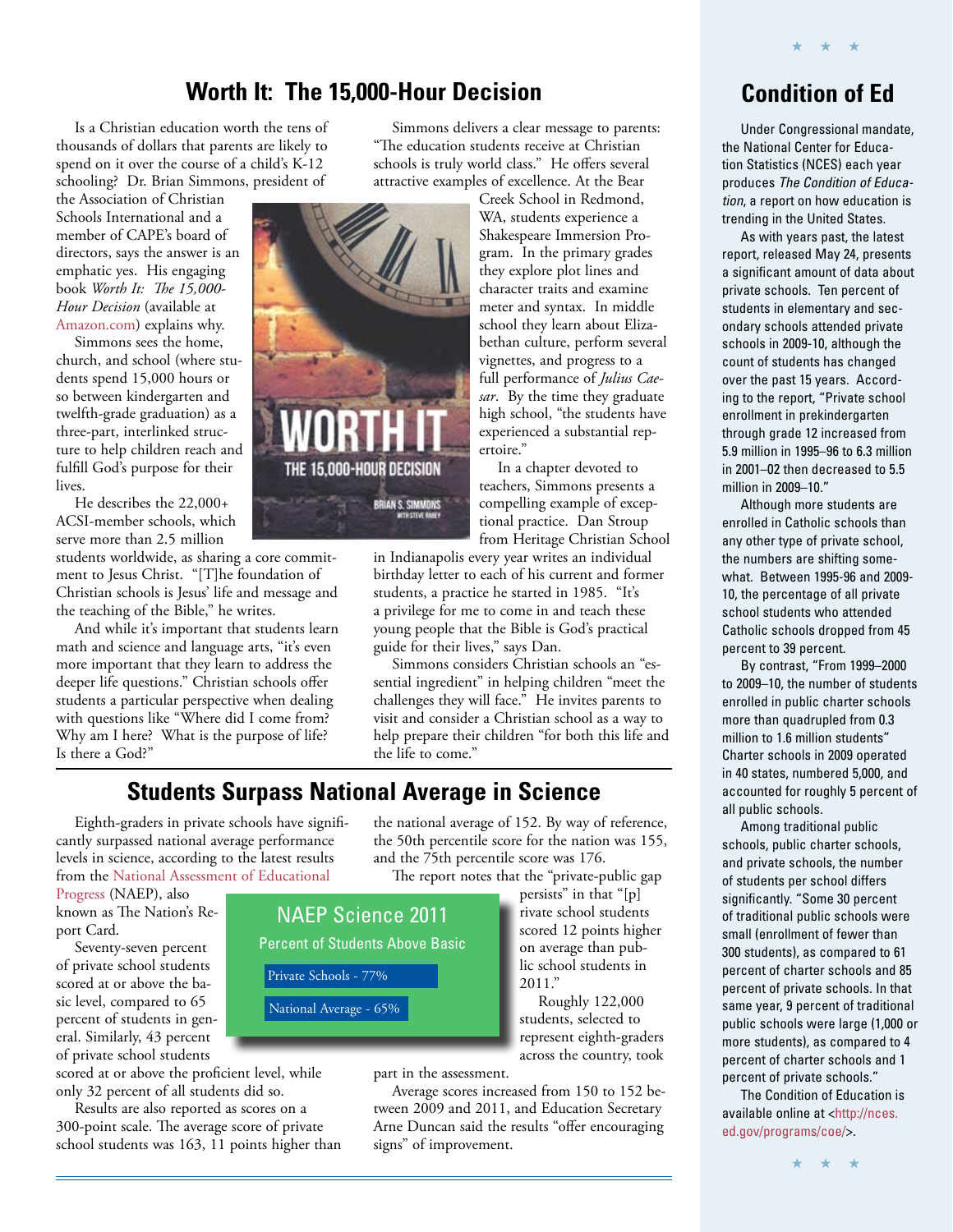## Worth It: The 15,000-Hour Decision

Is a Christian education worth the tens of thousands of dollars that parents are likely to spend on it over the course of a child's K-12 schooling? Dr. Brian Simmons, president of the Association of Christian Schools International and a member of CAPE's board of directors, says the answer is an emphatic yes. His engaging book *Worth It: The 15,000-Hour Decision* (available at Amazon.com) explains why.

Simmons sees the home, church, and school (where students spend 15,000 hours or so between kindergarten and twelfth-grade graduation) as a three-part, interlinked structure to help children reach and fulfill God's purpose for their lives.

He describes the 22,000+ ACSI-member schools, which serve more than 2.5 million students worldwide, as sharing a core commitment to Jesus Christ. "[T]he foundation of Christian schools is Jesus' life and message and the teaching of the Bible," he writes.

And while it's important that students learn math and science and language arts, "it's even more important that they learn to address the deeper life questions." Christian schools offer students a particular perspective when dealing with questions like "Where did I come from? Why am I here? What is the purpose of life? Is there a God?"

Simmons delivers a clear message to parents: "The education students receive at Christian schools is truly world class." He offers several attractive examples of excellence. At the Bear Creek School in Redmond, WA, students experience a Shakespeare Immersion Program. In the primary grades they explore plot lines and character traits and examine meter and syntax. In middle school they learn about Elizabethan culture, perform several vignettes, and progress to a full performance of *Julius Caesar*. By the time they graduate high school, "the students have experienced a substantial repertoire."

In a chapter devoted to teachers, Simmons presents a compelling example of exceptional practice. Dan Stroup from Heritage Christian School in Indianapolis every year writes an individual birthday letter to each of his current and former students, a practice he started in 1985. "It's a privilege for me to come in and teach these young people that the Bible is God's practical guide for their lives," says Dan.

Simmons considers Christian schools an "essential ingredient" in helping children "meet the challenges they will face." He invites parents to visit and consider a Christian school as a way to help prepare their children "for both this life and the life to come."

## Students Surpass National Average in Science

Eighth-graders in private schools have significantly surpassed national average performance levels in science, according to the latest results from the National Assessment of Educational Progress (NAEP), also known as The Nation's Report Card.

Seventy-seven percent of private school students scored at or above the basic level, compared to 65 percent of students in general. Similarly, 43 percent of private school students scored at or above the proficient level, while only 32 percent of all students did so.

Results are also reported as scores on a 300-point scale. The average score of private school students was 163, 11 points higher than the national average of 152. By way of reference, the 50th percentile score for the nation was 155, and the 75th percentile score was 176.

NAEP Science 2011
Percent of Students Above Basic
Private Schools - 77%
National Average - 65%

The report notes that the "private-public gap persists" in that "[p]rivate school students scored 12 points higher on average than public school students in 2011."

Roughly 122,000 students, selected to represent eighth-graders across the country, took part in the assessment.

Average scores increased from 150 to 152 between 2009 and 2011, and Education Secretary Arne Duncan said the results "offer encouraging signs" of improvement.

## Condition of Ed

Under Congressional mandate, the National Center for Education Statistics (NCES) each year produces *The Condition of Education*, a report on how education is trending in the United States.

As with years past, the latest report, released May 24, presents a significant amount of data about private schools. Ten percent of students in elementary and secondary schools attended private schools in 2009-10, although the count of students has changed over the past 15 years. According to the report, "Private school enrollment in prekindergarten through grade 12 increased from 5.9 million in 1995–96 to 6.3 million in 2001–02 then decreased to 5.5 million in 2009–10."

Although more students are enrolled in Catholic schools than any other type of private school, the numbers are shifting somewhat. Between 1995-96 and 2009-10, the percentage of all private school students who attended Catholic schools dropped from 45 percent to 39 percent.

By contrast, "From 1999–2000 to 2009–10, the number of students enrolled in public charter schools more than quadrupled from 0.3 million to 1.6 million students." Charter schools in 2009 operated in 40 states, numbered 5,000, and accounted for roughly 5 percent of all public schools.

Among traditional public schools, public charter schools, and private schools, the number of students per school differs significantly. "Some 30 percent of traditional public schools were small (enrollment of fewer than 300 students), as compared to 61 percent of charter schools and 85 percent of private schools. In that same year, 9 percent of traditional public schools were large (1,000 or more students), as compared to 4 percent of charter schools and 1 percent of private schools."

The Condition of Education is available online at <http://nces.ed.gov/programs/coe/>.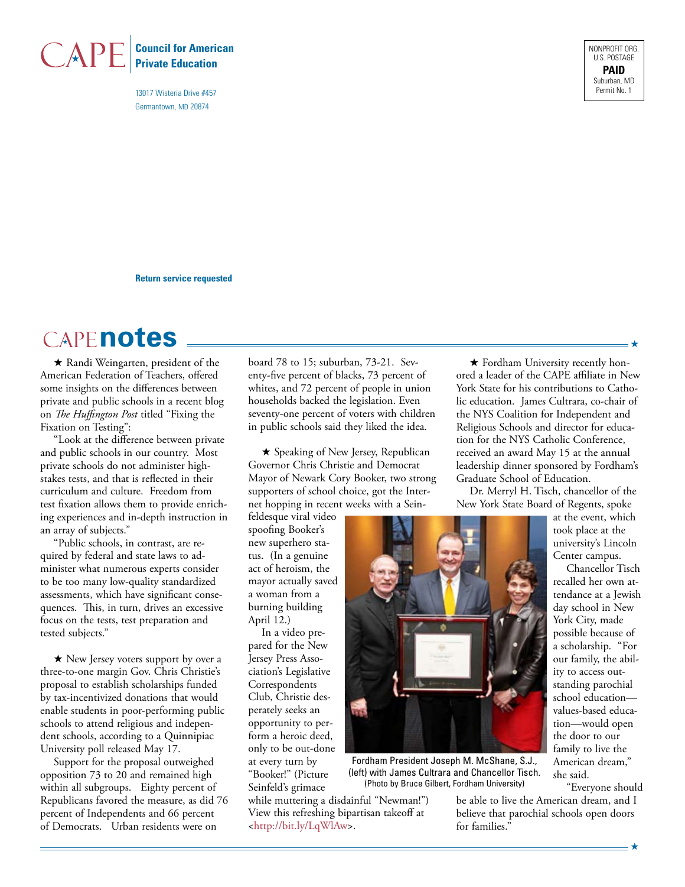CAPE **Council for American Private Education**

13017 Wisteria Drive #457
Germantown, MD 20874

NONPROFIT ORG.
U.S. POSTAGE
**PAID**
Suburban, MD
Permit No. 1

**Return service requested**

# CAPE notes

★ Randi Weingarten, president of the American Federation of Teachers, offered some insights on the differences between private and public schools in a recent blog on *The Huffington Post* titled "Fixing the Fixation on Testing":

"Look at the difference between private and public schools in our country. Most private schools do not administer high-stakes tests, and that is reflected in their curriculum and culture. Freedom from test fixation allows them to provide enriching experiences and in-depth instruction in an array of subjects."

"Public schools, in contrast, are required by federal and state laws to administer what numerous experts consider to be too many low-quality standardized assessments, which have significant consequences. This, in turn, drives an excessive focus on the tests, test preparation and tested subjects."

★ New Jersey voters support by over a three-to-one margin Gov. Chris Christie's proposal to establish scholarships funded by tax-incentivized donations that would enable students in poor-performing public schools to attend religious and independent schools, according to a Quinnipiac University poll released May 17.

Support for the proposal outweighed opposition 73 to 20 and remained high within all subgroups. Eighty percent of Republicans favored the measure, as did 76 percent of Independents and 66 percent of Democrats. Urban residents were on board 78 to 15; suburban, 73-21. Seventy-five percent of blacks, 73 percent of whites, and 72 percent of people in union households backed the legislation. Even seventy-one percent of voters with children in public schools said they liked the idea.

★ Speaking of New Jersey, Republican Governor Chris Christie and Democrat Mayor of Newark Cory Booker, two strong supporters of school choice, got the Internet hopping in recent weeks with a Seinfeldesque viral video spoofing Booker's new superhero status. (In a genuine act of heroism, the mayor actually saved a woman from a burning building April 12.)

In a video prepared for the New Jersey Press Association's Legislative Correspondents Club, Christie desperately seeks an opportunity to perform a heroic deed, only to be out-done at every turn by "Booker!" (Picture Seinfeld's grimace while muttering a disdainful "Newman!") View this refreshing bipartisan takeoff at <http://bit.ly/LqWlAw>.

★ Fordham University recently honored a leader of the CAPE affiliate in New York State for his contributions to Catholic education. James Cultrara, co-chair of the NYS Coalition for Independent and Religious Schools and director for education for the NYS Catholic Conference, received an award May 15 at the annual leadership dinner sponsored by Fordham's Graduate School of Education.

Dr. Merryl H. Tisch, chancellor of the New York State Board of Regents, spoke at the event, which took place at the university's Lincoln Center campus.

Chancellor Tisch recalled her own attendance at a Jewish day school in New York City, made possible because of a scholarship. "For our family, the ability to access outstanding parochial school education—values-based education—would open the door to our family to live the American dream," she said.

"Everyone should be able to live the American dream, and I believe that parochial schools open doors for families."

Fordham President Joseph M. McShane, S.J., (left) with James Cultrara and Chancellor Tisch.
(Photo by Bruce Gilbert, Fordham University)